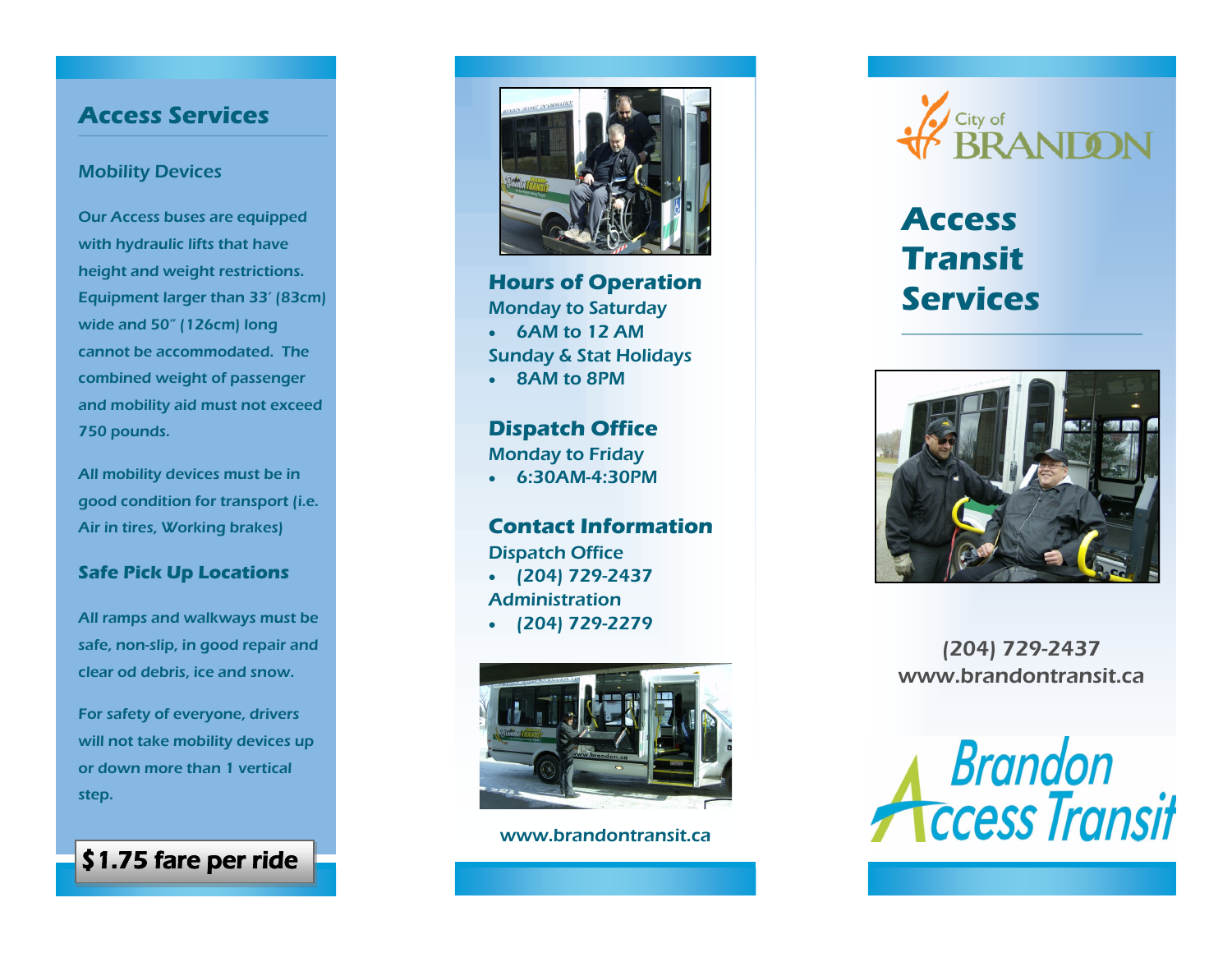## Access Services

### Mobility Devices

Our Access buses are equipped with hydraulic lifts that have height and weight restrictions. Equipment larger than 33' (83cm) wide and 50" (126cm) long cannot be accommodated. The combined weight of passenger and mobility aid must not exceed 750 pounds.

All mobility devices must be in good condition for transport (i.e. Air in tires, Working brakes)

### Safe Pick Up Locations

All ramps and walkways must be safe, non-slip, in good repair and clear od debris, ice and snow.

For safety of everyone, drivers will not take mobility devices up or down more than 1 vertical step.

**$1.75 fare per ride**

### Hours of Operation

Monday to Saturday

- 6AM to 12 AM

Sunday & Stat Holidays

- 8AM to 8PM

### Dispatch Office

Monday to Friday

- 6:30AM-4:30PM

### Contact Information

Dispatch Office

- (204) 729-2437

Administration

- (204) 729-2279

www.brandontransit.ca

City of BRANDON

# Access Transit Services

(204) 729-2437
www.brandontransit.ca

Brandon Access Transit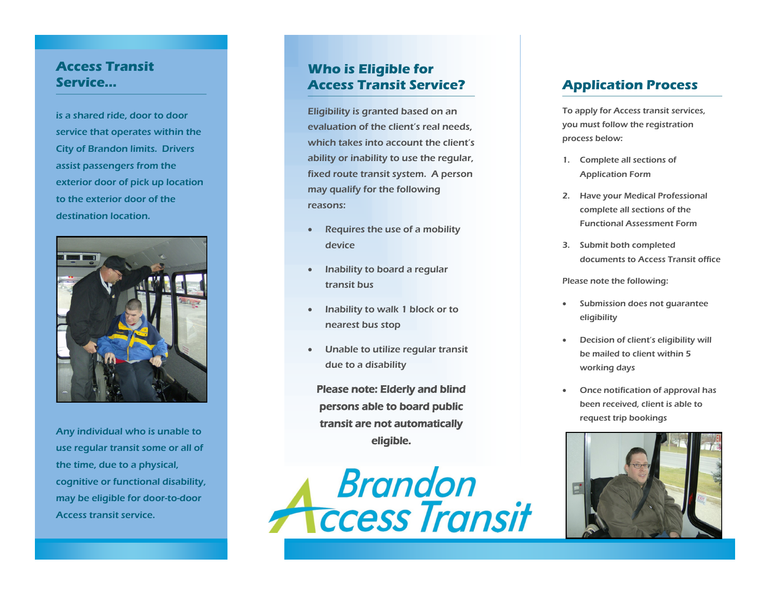## Access Transit Service...

is a shared ride, door to door service that operates within the City of Brandon limits. Drivers assist passengers from the exterior door of pick up location to the exterior door of the destination location.

Any individual who is unable to use regular transit some or all of the time, due to a physical, cognitive or functional disability, may be eligible for door-to-door Access transit service.

## Who is Eligible for Access Transit Service?

*Eligibility is granted based on an evaluation of the client's real needs, which takes into account the client's ability or inability to use the regular, fixed route transit system. A person may qualify for the following reasons:*

- Requires the use of a mobility device
- Inability to board a regular transit bus
- Inability to walk 1 block or to nearest bus stop
- Unable to utilize regular transit due to a disability

**Please note: Elderly and blind persons able to board public transit are not automatically eligible.**

Brandon Access Transit

## Application Process

To apply for Access transit services, you must follow the registration process below:

1. Complete all sections of Application Form
2. Have your Medical Professional complete all sections of the Functional Assessment Form
3. Submit both completed documents to Access Transit office

Please note the following:

- Submission does not guarantee eligibility
- Decision of client's eligibility will be mailed to client within 5 working days
- Once notification of approval has been received, client is able to request trip bookings